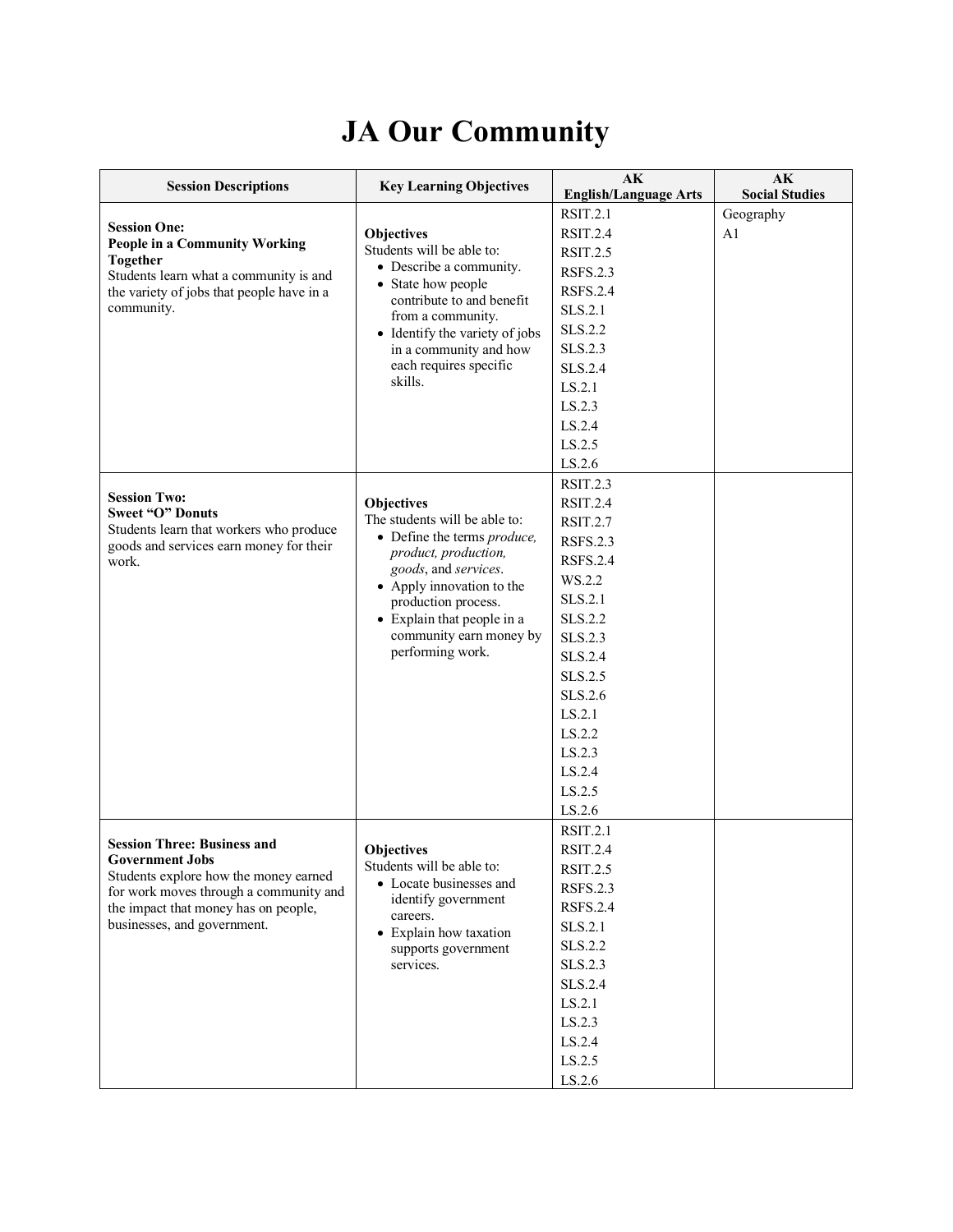# JA Our Community

| Session Descriptions | Key Learning Objectives | AK English/Language Arts | AK Social Studies |
|---|---|---|---|
| **Session One: People in a Community Working Together** Students learn what a community is and the variety of jobs that people have in a community. | **Objectives** Students will be able to: <br>• Describe a community. <br>• State how people contribute to and benefit from a community. <br>• Identify the variety of jobs in a community and how each requires specific skills. | RSIT.2.1 <br>RSIT.2.4 <br>RSIT.2.5 <br>RSFS.2.3 <br>RSFS.2.4 <br>SLS.2.1 <br>SLS.2.2 <br>SLS.2.3 <br>SLS.2.4 <br>LS.2.1 <br>LS.2.3 <br>LS.2.4 <br>LS.2.5 <br>LS.2.6 | Geography <br>A1 |
| **Session Two: Sweet "O" Donuts** Students learn that workers who produce goods and services earn money for their work. | **Objectives** The students will be able to: <br>• Define the terms *produce, product, production, goods*, and *services*. <br>• Apply innovation to the production process. <br>• Explain that people in a community earn money by performing work. | RSIT.2.3 <br>RSIT.2.4 <br>RSIT.2.7 <br>RSFS.2.3 <br>RSFS.2.4 <br>WS.2.2 <br>SLS.2.1 <br>SLS.2.2 <br>SLS.2.3 <br>SLS.2.4 <br>SLS.2.5 <br>SLS.2.6 <br>LS.2.1 <br>LS.2.2 <br>LS.2.3 <br>LS.2.4 <br>LS.2.5 <br>LS.2.6 | |
| **Session Three: Business and Government Jobs** Students explore how the money earned for work moves through a community and the impact that money has on people, businesses, and government. | **Objectives** Students will be able to: <br>• Locate businesses and identify government careers. <br>• Explain how taxation supports government services. | RSIT.2.1 <br>RSIT.2.4 <br>RSIT.2.5 <br>RSFS.2.3 <br>RSFS.2.4 <br>SLS.2.1 <br>SLS.2.2 <br>SLS.2.3 <br>SLS.2.4 <br>LS.2.1 <br>LS.2.3 <br>LS.2.4 <br>LS.2.5 <br>LS.2.6 | |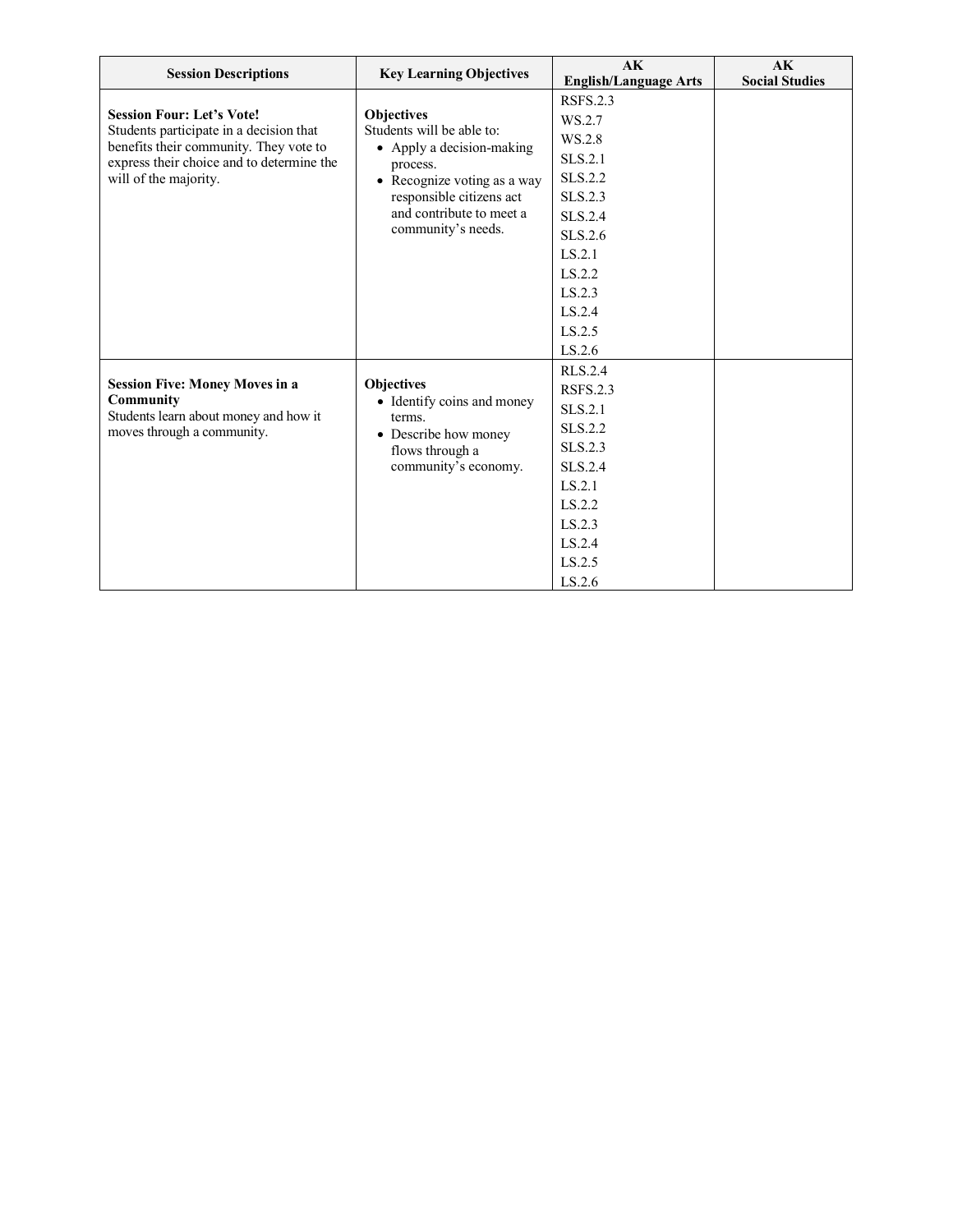| Session Descriptions | Key Learning Objectives | AK English/Language Arts | AK Social Studies |
| --- | --- | --- | --- |
| **Session Four: Let's Vote!** Students participate in a decision that benefits their community. They vote to express their choice and to determine the will of the majority. | **Objectives** Students will be able to: • Apply a decision-making process. • Recognize voting as a way responsible citizens act and contribute to meet a community's needs. | RSFS.2.3 WS.2.7 WS.2.8 SLS.2.1 SLS.2.2 SLS.2.3 SLS.2.4 SLS.2.6 LS.2.1 LS.2.2 LS.2.3 LS.2.4 LS.2.5 LS.2.6 | |
| **Session Five: Money Moves in a Community** Students learn about money and how it moves through a community. | **Objectives** • Identify coins and money terms. • Describe how money flows through a community's economy. | RLS.2.4 RSFS.2.3 SLS.2.1 SLS.2.2 SLS.2.3 SLS.2.4 LS.2.1 LS.2.2 LS.2.3 LS.2.4 LS.2.5 LS.2.6 | |